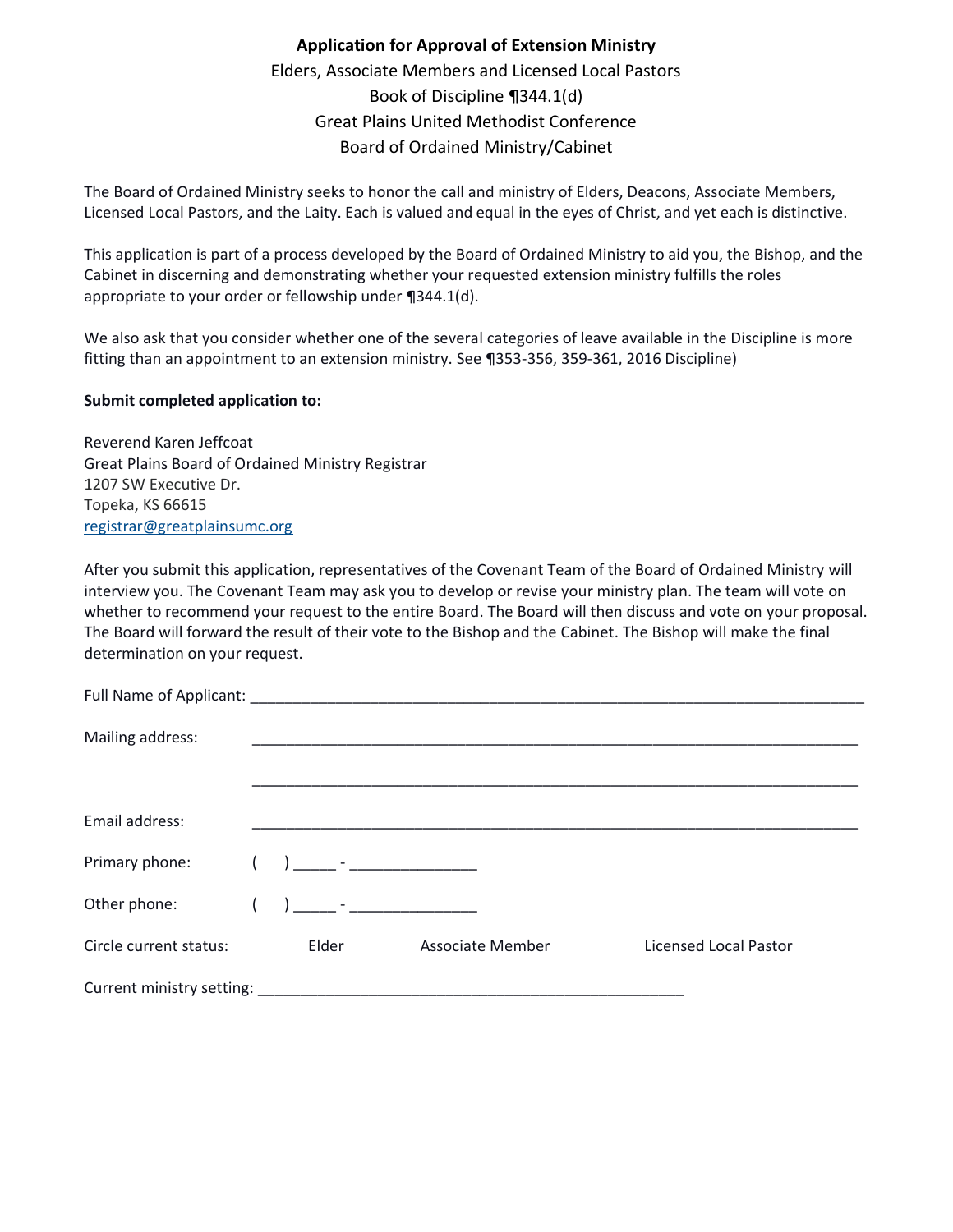**Application for Approval of Extension Ministry**

Elders, Associate Members and Licensed Local Pastors

Book of Discipline ¶344.1(d)

Great Plains United Methodist Conference

Board of Ordained Ministry/Cabinet

The Board of Ordained Ministry seeks to honor the call and ministry of Elders, Deacons, Associate Members, Licensed Local Pastors, and the Laity. Each is valued and equal in the eyes of Christ, and yet each is distinctive.

This application is part of a process developed by the Board of Ordained Ministry to aid you, the Bishop, and the Cabinet in discerning and demonstrating whether your requested extension ministry fulfills the roles appropriate to your order or fellowship under ¶344.1(d).

We also ask that you consider whether one of the several categories of leave available in the Discipline is more fitting than an appointment to an extension ministry. See ¶353-356, 359-361, 2016 Discipline)

**Submit completed application to:**

Reverend Karen Jeffcoat
Great Plains Board of Ordained Ministry Registrar
1207 SW Executive Dr.
Topeka, KS 66615
registrar@greatplainsumc.org

After you submit this application, representatives of the Covenant Team of the Board of Ordained Ministry will interview you. The Covenant Team may ask you to develop or revise your ministry plan. The team will vote on whether to recommend your request to the entire Board. The Board will then discuss and vote on your proposal. The Board will forward the result of their vote to the Bishop and the Cabinet. The Bishop will make the final determination on your request.

Full Name of Applicant: ___________________________________________________________________________

Mailing address: ___________________________________________________________________________

___________________________________________________________________________

Email address: ___________________________________________________________________________

Primary phone: (    ) _____ - _______________

Other phone: (    ) _____ - _______________

Circle current status: Elder    Associate Member    Licensed Local Pastor

Current ministry setting: ____________________________________________________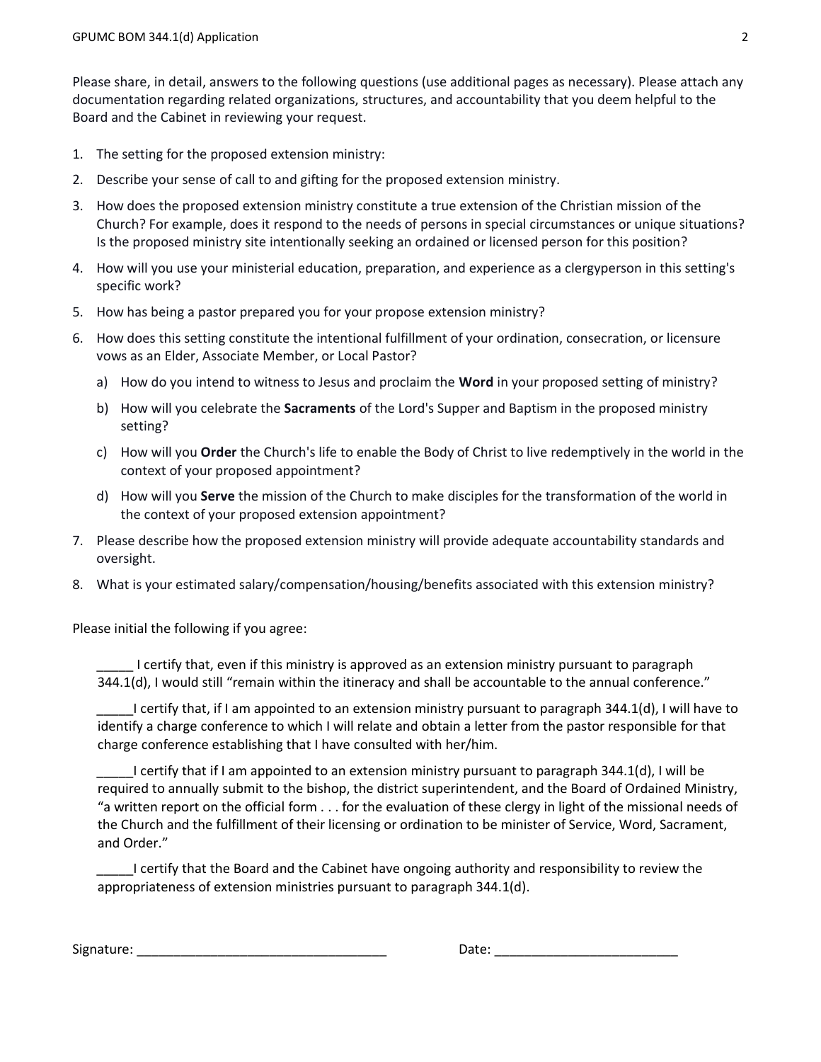Please share, in detail, answers to the following questions (use additional pages as necessary). Please attach any documentation regarding related organizations, structures, and accountability that you deem helpful to the Board and the Cabinet in reviewing your request.

1. The setting for the proposed extension ministry:
2. Describe your sense of call to and gifting for the proposed extension ministry.
3. How does the proposed extension ministry constitute a true extension of the Christian mission of the Church? For example, does it respond to the needs of persons in special circumstances or unique situations? Is the proposed ministry site intentionally seeking an ordained or licensed person for this position?
4. How will you use your ministerial education, preparation, and experience as a clergyperson in this setting's specific work?
5. How has being a pastor prepared you for your propose extension ministry?
6. How does this setting constitute the intentional fulfillment of your ordination, consecration, or licensure vows as an Elder, Associate Member, or Local Pastor?
   a) How do you intend to witness to Jesus and proclaim the **Word** in your proposed setting of ministry?
   b) How will you celebrate the **Sacraments** of the Lord's Supper and Baptism in the proposed ministry setting?
   c) How will you **Order** the Church's life to enable the Body of Christ to live redemptively in the world in the context of your proposed appointment?
   d) How will you **Serve** the mission of the Church to make disciples for the transformation of the world in the context of your proposed extension appointment?
7. Please describe how the proposed extension ministry will provide adequate accountability standards and oversight.
8. What is your estimated salary/compensation/housing/benefits associated with this extension ministry?

Please initial the following if you agree:

_____ I certify that, even if this ministry is approved as an extension ministry pursuant to paragraph 344.1(d), I would still "remain within the itineracy and shall be accountable to the annual conference."

_____I certify that, if I am appointed to an extension ministry pursuant to paragraph 344.1(d), I will have to identify a charge conference to which I will relate and obtain a letter from the pastor responsible for that charge conference establishing that I have consulted with her/him.

_____I certify that if I am appointed to an extension ministry pursuant to paragraph 344.1(d), I will be required to annually submit to the bishop, the district superintendent, and the Board of Ordained Ministry, "a written report on the official form . . . for the evaluation of these clergy in light of the missional needs of the Church and the fulfillment of their licensing or ordination to be minister of Service, Word, Sacrament, and Order."

_____I certify that the Board and the Cabinet have ongoing authority and responsibility to review the appropriateness of extension ministries pursuant to paragraph 344.1(d).

Signature: ___________________________________ Date: _________________________